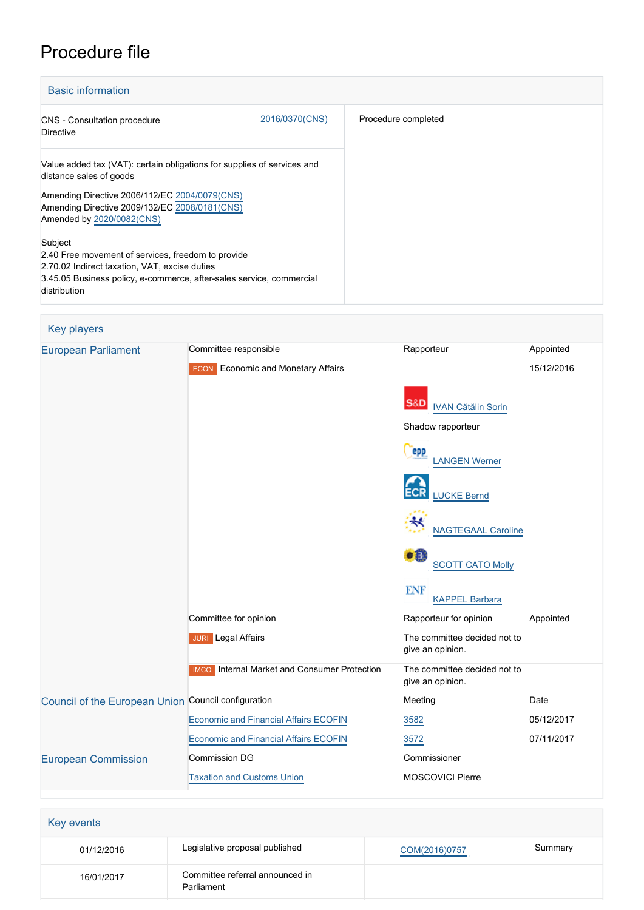# Procedure file

## Basic information

| | | |
|---|---|---|
| CNS - Consultation procedure<br>Directive | 2016/0370(CNS) | Procedure completed |

Value added tax (VAT): certain obligations for supplies of services and distance sales of goods

Amending Directive 2006/112/EC 2004/0079(CNS)
Amending Directive 2009/132/EC 2008/0181(CNS)
Amended by 2020/0082(CNS)

Subject
2.40 Free movement of services, freedom to provide
2.70.02 Indirect taxation, VAT, excise duties
3.45.05 Business policy, e-commerce, after-sales service, commercial distribution

## Key players

| | | | |
|---|---|---|---|
| European Parliament | Committee responsible | Rapporteur | Appointed |
| | ECON Economic and Monetary Affairs | | 15/12/2016 |
| | | S&D IVAN Cătălin Sorin | |
| | | Shadow rapporteur | |
| | | EPP LANGEN Werner | |
| | | ECR LUCKE Bernd | |
| | | NAGTEGAAL Caroline | |
| | | SCOTT CATO Molly | |
| | | ENF KAPPEL Barbara | |
| | Committee for opinion | Rapporteur for opinion | Appointed |
| | JURI Legal Affairs | The committee decided not to give an opinion. | |
| | IMCO Internal Market and Consumer Protection | The committee decided not to give an opinion. | |
| Council of the European Union | Council configuration | Meeting | Date |
| | Economic and Financial Affairs ECOFIN | 3582 | 05/12/2017 |
| | Economic and Financial Affairs ECOFIN | 3572 | 07/11/2017 |
| European Commission | Commission DG | Commissioner | |
| | Taxation and Customs Union | MOSCOVICI Pierre | |

## Key events

| | | | |
|---|---|---|---|
| 01/12/2016 | Legislative proposal published | COM(2016)0757 | Summary |
| 16/01/2017 | Committee referral announced in Parliament | | |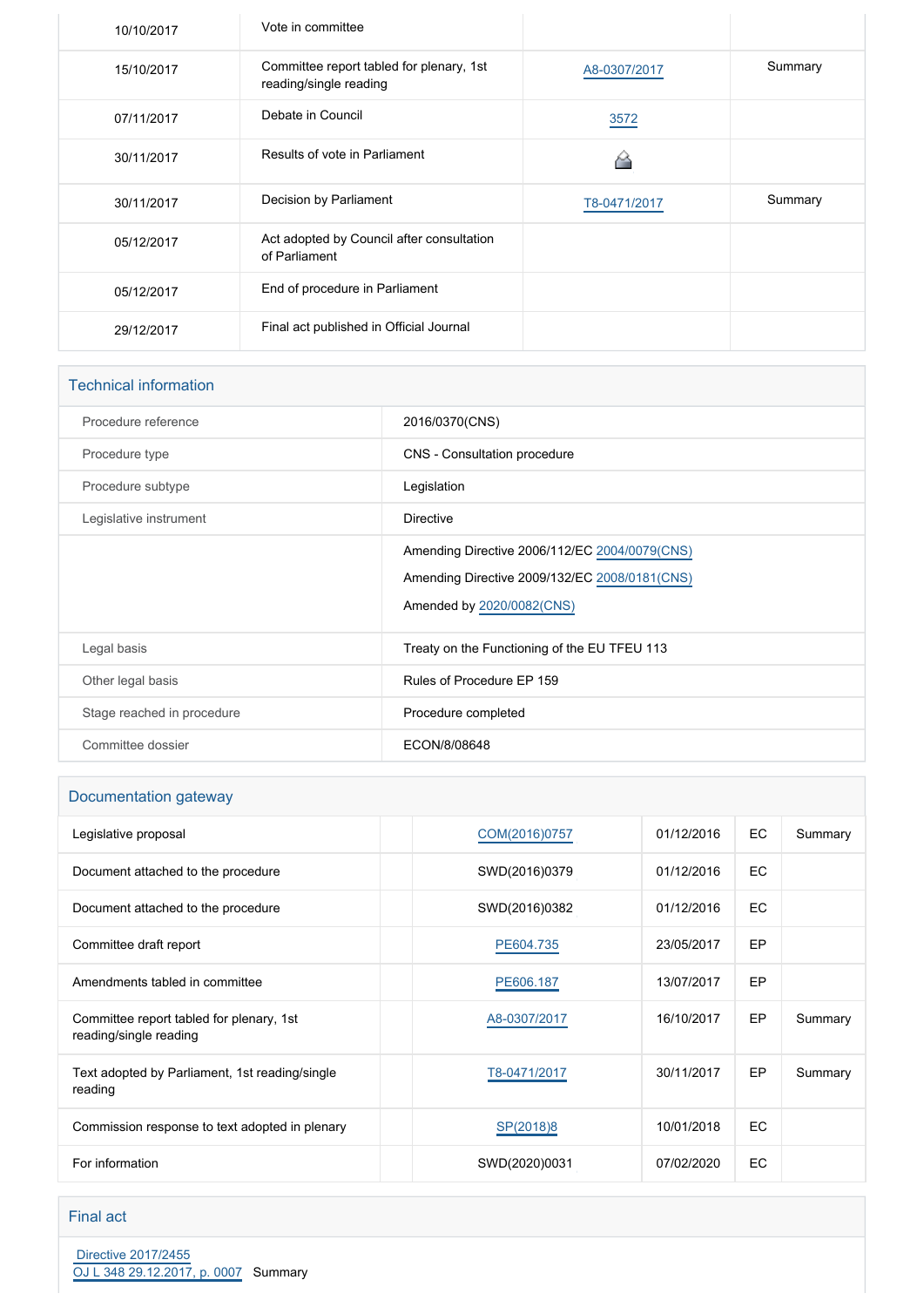| | | | |
|---|---|---|---|
| 10/10/2017 | Vote in committee | | |
| 15/10/2017 | Committee report tabled for plenary, 1st reading/single reading | A8-0307/2017 | Summary |
| 07/11/2017 | Debate in Council | 3572 | |
| 30/11/2017 | Results of vote in Parliament | | |
| 30/11/2017 | Decision by Parliament | T8-0471/2017 | Summary |
| 05/12/2017 | Act adopted by Council after consultation of Parliament | | |
| 05/12/2017 | End of procedure in Parliament | | |
| 29/12/2017 | Final act published in Official Journal | | |

## Technical information

| | |
|---|---|
| Procedure reference | 2016/0370(CNS) |
| Procedure type | CNS - Consultation procedure |
| Procedure subtype | Legislation |
| Legislative instrument | Directive |
| | Amending Directive 2006/112/EC 2004/0079(CNS)<br>Amending Directive 2009/132/EC 2008/0181(CNS)<br>Amended by 2020/0082(CNS) |
| Legal basis | Treaty on the Functioning of the EU TFEU 113 |
| Other legal basis | Rules of Procedure EP 159 |
| Stage reached in procedure | Procedure completed |
| Committee dossier | ECON/8/08648 |

## Documentation gateway

| | | | | | |
|---|---|---|---|---|---|
| Legislative proposal | | COM(2016)0757 | 01/12/2016 | EC | Summary |
| Document attached to the procedure | | SWD(2016)0379 | 01/12/2016 | EC | |
| Document attached to the procedure | | SWD(2016)0382 | 01/12/2016 | EC | |
| Committee draft report | | PE604.735 | 23/05/2017 | EP | |
| Amendments tabled in committee | | PE606.187 | 13/07/2017 | EP | |
| Committee report tabled for plenary, 1st reading/single reading | | A8-0307/2017 | 16/10/2017 | EP | Summary |
| Text adopted by Parliament, 1st reading/single reading | | T8-0471/2017 | 30/11/2017 | EP | Summary |
| Commission response to text adopted in plenary | | SP(2018)8 | 10/01/2018 | EC | |
| For information | | SWD(2020)0031 | 07/02/2020 | EC | |

## Final act

Directive 2017/2455
OJ L 348 29.12.2017, p. 0007 Summary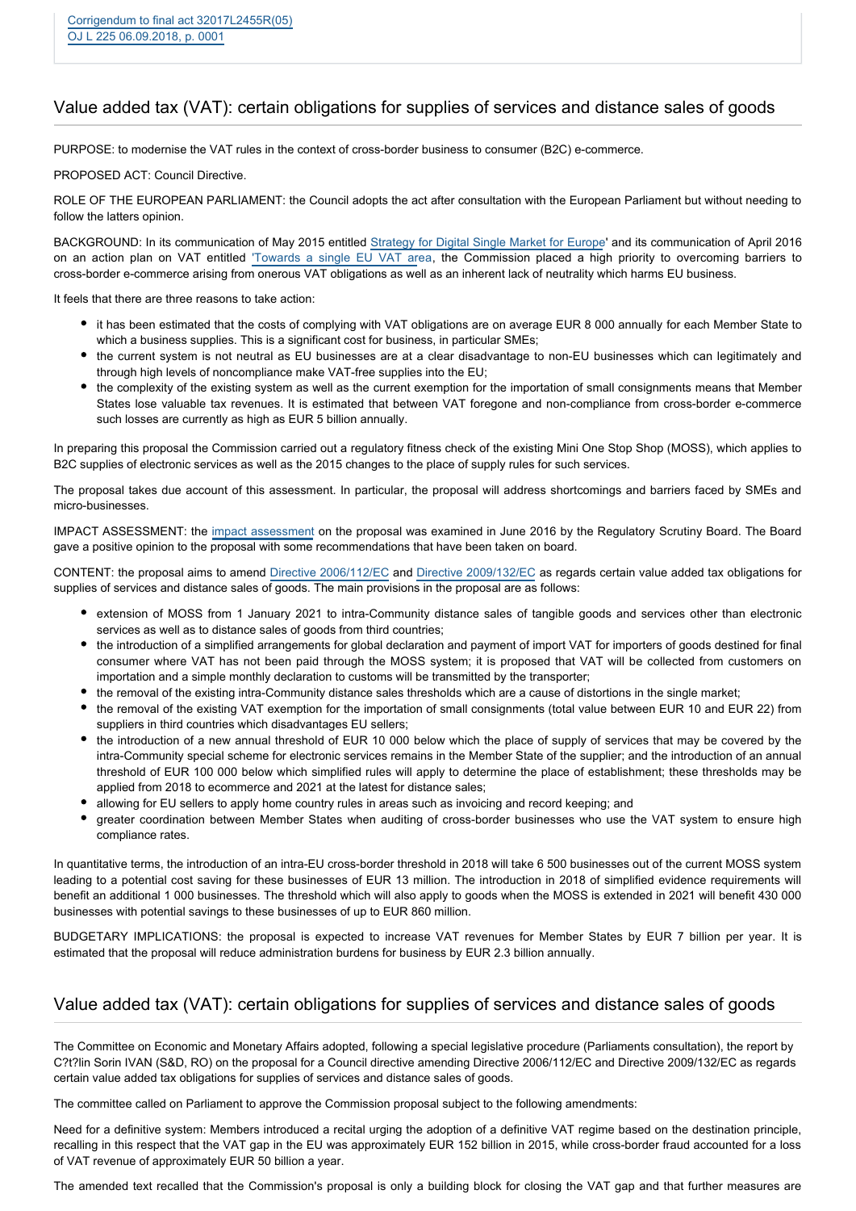Corrigendum to final act 32017L2455R(05)
OJ L 225 06.09.2018, p. 0001

## Value added tax (VAT): certain obligations for supplies of services and distance sales of goods

PURPOSE: to modernise the VAT rules in the context of cross-border business to consumer (B2C) e-commerce.

PROPOSED ACT: Council Directive.

ROLE OF THE EUROPEAN PARLIAMENT: the Council adopts the act after consultation with the European Parliament but without needing to follow the latters opinion.

BACKGROUND: In its communication of May 2015 entitled Strategy for Digital Single Market for Europe' and its communication of April 2016 on an action plan on VAT entitled 'Towards a single EU VAT area, the Commission placed a high priority to overcoming barriers to cross-border e-commerce arising from onerous VAT obligations as well as an inherent lack of neutrality which harms EU business.

It feels that there are three reasons to take action:

- it has been estimated that the costs of complying with VAT obligations are on average EUR 8 000 annually for each Member State to which a business supplies. This is a significant cost for business, in particular SMEs;
- the current system is not neutral as EU businesses are at a clear disadvantage to non-EU businesses which can legitimately and through high levels of noncompliance make VAT-free supplies into the EU;
- the complexity of the existing system as well as the current exemption for the importation of small consignments means that Member States lose valuable tax revenues. It is estimated that between VAT foregone and non-compliance from cross-border e-commerce such losses are currently as high as EUR 5 billion annually.

In preparing this proposal the Commission carried out a regulatory fitness check of the existing Mini One Stop Shop (MOSS), which applies to B2C supplies of electronic services as well as the 2015 changes to the place of supply rules for such services.

The proposal takes due account of this assessment. In particular, the proposal will address shortcomings and barriers faced by SMEs and micro-businesses.

IMPACT ASSESSMENT: the impact assessment on the proposal was examined in June 2016 by the Regulatory Scrutiny Board. The Board gave a positive opinion to the proposal with some recommendations that have been taken on board.

CONTENT: the proposal aims to amend Directive 2006/112/EC and Directive 2009/132/EC as regards certain value added tax obligations for supplies of services and distance sales of goods. The main provisions in the proposal are as follows:

- extension of MOSS from 1 January 2021 to intra-Community distance sales of tangible goods and services other than electronic services as well as to distance sales of goods from third countries;
- the introduction of a simplified arrangements for global declaration and payment of import VAT for importers of goods destined for final consumer where VAT has not been paid through the MOSS system; it is proposed that VAT will be collected from customers on importation and a simple monthly declaration to customs will be transmitted by the transporter;
- the removal of the existing intra-Community distance sales thresholds which are a cause of distortions in the single market;
- the removal of the existing VAT exemption for the importation of small consignments (total value between EUR 10 and EUR 22) from suppliers in third countries which disadvantages EU sellers;
- the introduction of a new annual threshold of EUR 10 000 below which the place of supply of services that may be covered by the intra-Community special scheme for electronic services remains in the Member State of the supplier; and the introduction of an annual threshold of EUR 100 000 below which simplified rules will apply to determine the place of establishment; these thresholds may be applied from 2018 to ecommerce and 2021 at the latest for distance sales;
- allowing for EU sellers to apply home country rules in areas such as invoicing and record keeping; and
- greater coordination between Member States when auditing of cross-border businesses who use the VAT system to ensure high compliance rates.

In quantitative terms, the introduction of an intra-EU cross-border threshold in 2018 will take 6 500 businesses out of the current MOSS system leading to a potential cost saving for these businesses of EUR 13 million. The introduction in 2018 of simplified evidence requirements will benefit an additional 1 000 businesses. The threshold which will also apply to goods when the MOSS is extended in 2021 will benefit 430 000 businesses with potential savings to these businesses of up to EUR 860 million.

BUDGETARY IMPLICATIONS: the proposal is expected to increase VAT revenues for Member States by EUR 7 billion per year. It is estimated that the proposal will reduce administration burdens for business by EUR 2.3 billion annually.

## Value added tax (VAT): certain obligations for supplies of services and distance sales of goods

The Committee on Economic and Monetary Affairs adopted, following a special legislative procedure (Parliaments consultation), the report by C?t?lin Sorin IVAN (S&D, RO) on the proposal for a Council directive amending Directive 2006/112/EC and Directive 2009/132/EC as regards certain value added tax obligations for supplies of services and distance sales of goods.

The committee called on Parliament to approve the Commission proposal subject to the following amendments:

Need for a definitive system: Members introduced a recital urging the adoption of a definitive VAT regime based on the destination principle, recalling in this respect that the VAT gap in the EU was approximately EUR 152 billion in 2015, while cross-border fraud accounted for a loss of VAT revenue of approximately EUR 50 billion a year.

The amended text recalled that the Commission's proposal is only a building block for closing the VAT gap and that further measures are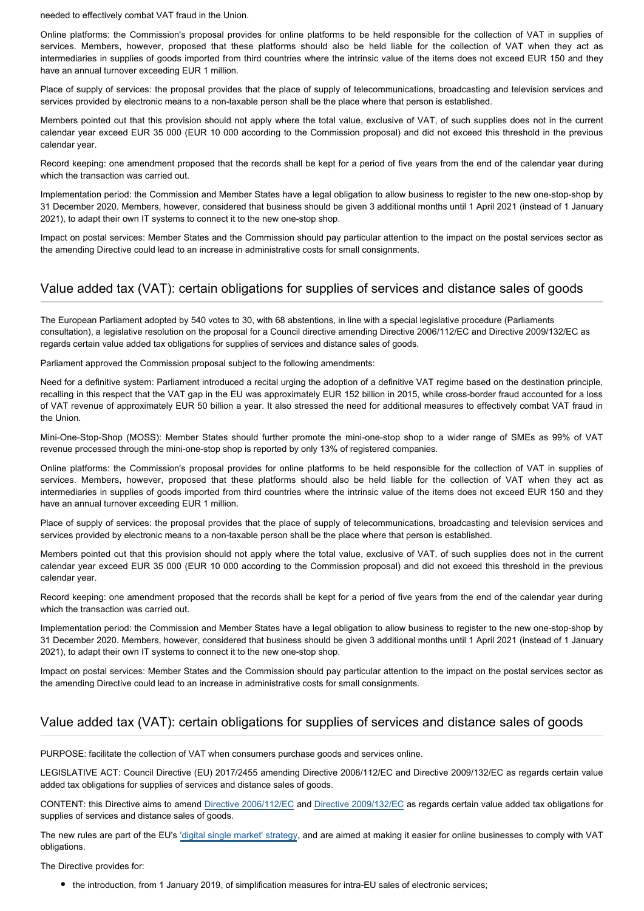needed to effectively combat VAT fraud in the Union.

Online platforms: the Commission's proposal provides for online platforms to be held responsible for the collection of VAT in supplies of services. Members, however, proposed that these platforms should also be held liable for the collection of VAT when they act as intermediaries in supplies of goods imported from third countries where the intrinsic value of the items does not exceed EUR 150 and they have an annual turnover exceeding EUR 1 million.

Place of supply of services: the proposal provides that the place of supply of telecommunications, broadcasting and television services and services provided by electronic means to a non-taxable person shall be the place where that person is established.

Members pointed out that this provision should not apply where the total value, exclusive of VAT, of such supplies does not in the current calendar year exceed EUR 35 000 (EUR 10 000 according to the Commission proposal) and did not exceed this threshold in the previous calendar year.

Record keeping: one amendment proposed that the records shall be kept for a period of five years from the end of the calendar year during which the transaction was carried out.

Implementation period: the Commission and Member States have a legal obligation to allow business to register to the new one-stop-shop by 31 December 2020. Members, however, considered that business should be given 3 additional months until 1 April 2021 (instead of 1 January 2021), to adapt their own IT systems to connect it to the new one-stop shop.

Impact on postal services: Member States and the Commission should pay particular attention to the impact on the postal services sector as the amending Directive could lead to an increase in administrative costs for small consignments.

## Value added tax (VAT): certain obligations for supplies of services and distance sales of goods

The European Parliament adopted by 540 votes to 30, with 68 abstentions, in line with a special legislative procedure (Parliaments consultation), a legislative resolution on the proposal for a Council directive amending Directive 2006/112/EC and Directive 2009/132/EC as regards certain value added tax obligations for supplies of services and distance sales of goods.

Parliament approved the Commission proposal subject to the following amendments:

Need for a definitive system: Parliament introduced a recital urging the adoption of a definitive VAT regime based on the destination principle, recalling in this respect that the VAT gap in the EU was approximately EUR 152 billion in 2015, while cross-border fraud accounted for a loss of VAT revenue of approximately EUR 50 billion a year. It also stressed the need for additional measures to effectively combat VAT fraud in the Union.

Mini-One-Stop-Shop (MOSS): Member States should further promote the mini-one-stop shop to a wider range of SMEs as 99% of VAT revenue processed through the mini-one-stop shop is reported by only 13% of registered companies.

Online platforms: the Commission's proposal provides for online platforms to be held responsible for the collection of VAT in supplies of services. Members, however, proposed that these platforms should also be held liable for the collection of VAT when they act as intermediaries in supplies of goods imported from third countries where the intrinsic value of the items does not exceed EUR 150 and they have an annual turnover exceeding EUR 1 million.

Place of supply of services: the proposal provides that the place of supply of telecommunications, broadcasting and television services and services provided by electronic means to a non-taxable person shall be the place where that person is established.

Members pointed out that this provision should not apply where the total value, exclusive of VAT, of such supplies does not in the current calendar year exceed EUR 35 000 (EUR 10 000 according to the Commission proposal) and did not exceed this threshold in the previous calendar year.

Record keeping: one amendment proposed that the records shall be kept for a period of five years from the end of the calendar year during which the transaction was carried out.

Implementation period: the Commission and Member States have a legal obligation to allow business to register to the new one-stop-shop by 31 December 2020. Members, however, considered that business should be given 3 additional months until 1 April 2021 (instead of 1 January 2021), to adapt their own IT systems to connect it to the new one-stop shop.

Impact on postal services: Member States and the Commission should pay particular attention to the impact on the postal services sector as the amending Directive could lead to an increase in administrative costs for small consignments.

## Value added tax (VAT): certain obligations for supplies of services and distance sales of goods

PURPOSE: facilitate the collection of VAT when consumers purchase goods and services online.

LEGISLATIVE ACT: Council Directive (EU) 2017/2455 amending Directive 2006/112/EC and Directive 2009/132/EC as regards certain value added tax obligations for supplies of services and distance sales of goods.

CONTENT: this Directive aims to amend Directive 2006/112/EC and Directive 2009/132/EC as regards certain value added tax obligations for supplies of services and distance sales of goods.

The new rules are part of the EU's 'digital single market' strategy, and are aimed at making it easier for online businesses to comply with VAT obligations.

The Directive provides for:

- the introduction, from 1 January 2019, of simplification measures for intra-EU sales of electronic services;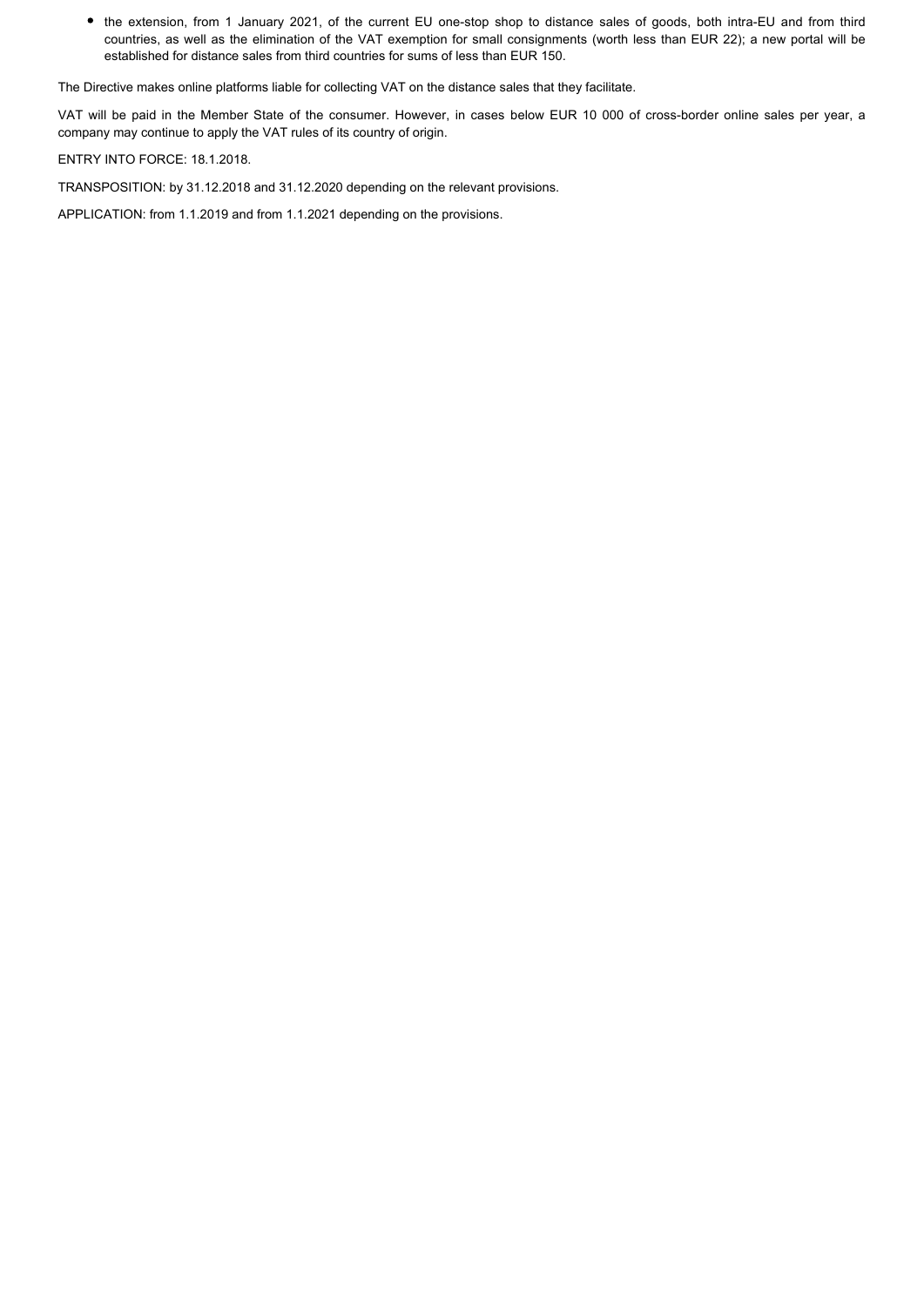- the extension, from 1 January 2021, of the current EU one-stop shop to distance sales of goods, both intra-EU and from third countries, as well as the elimination of the VAT exemption for small consignments (worth less than EUR 22); a new portal will be established for distance sales from third countries for sums of less than EUR 150.

The Directive makes online platforms liable for collecting VAT on the distance sales that they facilitate.

VAT will be paid in the Member State of the consumer. However, in cases below EUR 10 000 of cross-border online sales per year, a company may continue to apply the VAT rules of its country of origin.

ENTRY INTO FORCE: 18.1.2018.

TRANSPOSITION: by 31.12.2018 and 31.12.2020 depending on the relevant provisions.

APPLICATION: from 1.1.2019 and from 1.1.2021 depending on the provisions.